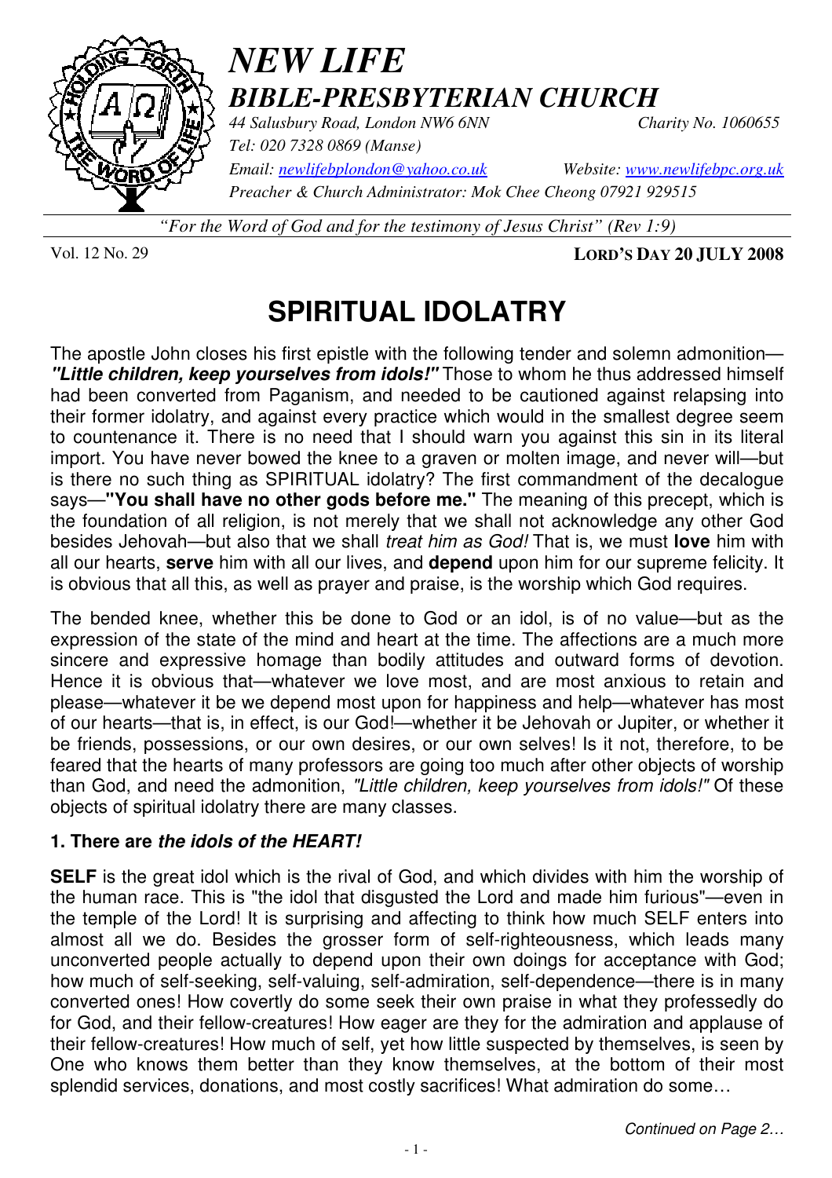# *NEW LIFE*
## *BIBLE-PRESBYTERIAN CHURCH*

*44 Salusbury Road, London NW6 6NN* *Charity No. 1060655*
*Tel: 020 7328 0869 (Manse)*
*Email: newlifebplondon@yahoo.co.uk* *Website: www.newlifebpc.org.uk*
*Preacher & Church Administrator: Mok Chee Cheong 07921 929515*

*"For the Word of God and for the testimony of Jesus Christ" (Rev 1:9)*

Vol. 12 No. 29 **LORD'S DAY 20 JULY 2008**

# SPIRITUAL IDOLATRY

The apostle John closes his first epistle with the following tender and solemn admonition—***"Little children, keep yourselves from idols!"*** Those to whom he thus addressed himself had been converted from Paganism, and needed to be cautioned against relapsing into their former idolatry, and against every practice which would in the smallest degree seem to countenance it. There is no need that I should warn you against this sin in its literal import. You have never bowed the knee to a graven or molten image, and never will—but is there no such thing as SPIRITUAL idolatry? The first commandment of the decalogue says—**"You shall have no other gods before me."** The meaning of this precept, which is the foundation of all religion, is not merely that we shall not acknowledge any other God besides Jehovah—but also that we shall *treat him as God!* That is, we must **love** him with all our hearts, **serve** him with all our lives, and **depend** upon him for our supreme felicity. It is obvious that all this, as well as prayer and praise, is the worship which God requires.

The bended knee, whether this be done to God or an idol, is of no value—but as the expression of the state of the mind and heart at the time. The affections are a much more sincere and expressive homage than bodily attitudes and outward forms of devotion. Hence it is obvious that—whatever we love most, and are most anxious to retain and please—whatever it be we depend most upon for happiness and help—whatever has most of our hearts—that is, in effect, is our God!—whether it be Jehovah or Jupiter, or whether it be friends, possessions, or our own desires, or our own selves! Is it not, therefore, to be feared that the hearts of many professors are going too much after other objects of worship than God, and need the admonition, *"Little children, keep yourselves from idols!"* Of these objects of spiritual idolatry there are many classes.

### 1. There are *the idols of the HEART!*

**SELF** is the great idol which is the rival of God, and which divides with him the worship of the human race. This is "the idol that disgusted the Lord and made him furious"—even in the temple of the Lord! It is surprising and affecting to think how much SELF enters into almost all we do. Besides the grosser form of self-righteousness, which leads many unconverted people actually to depend upon their own doings for acceptance with God; how much of self-seeking, self-valuing, self-admiration, self-dependence—there is in many converted ones! How covertly do some seek their own praise in what they professedly do for God, and their fellow-creatures! How eager are they for the admiration and applause of their fellow-creatures! How much of self, yet how little suspected by themselves, is seen by One who knows them better than they know themselves, at the bottom of their most splendid services, donations, and most costly sacrifices! What admiration do some…

*Continued on Page 2…*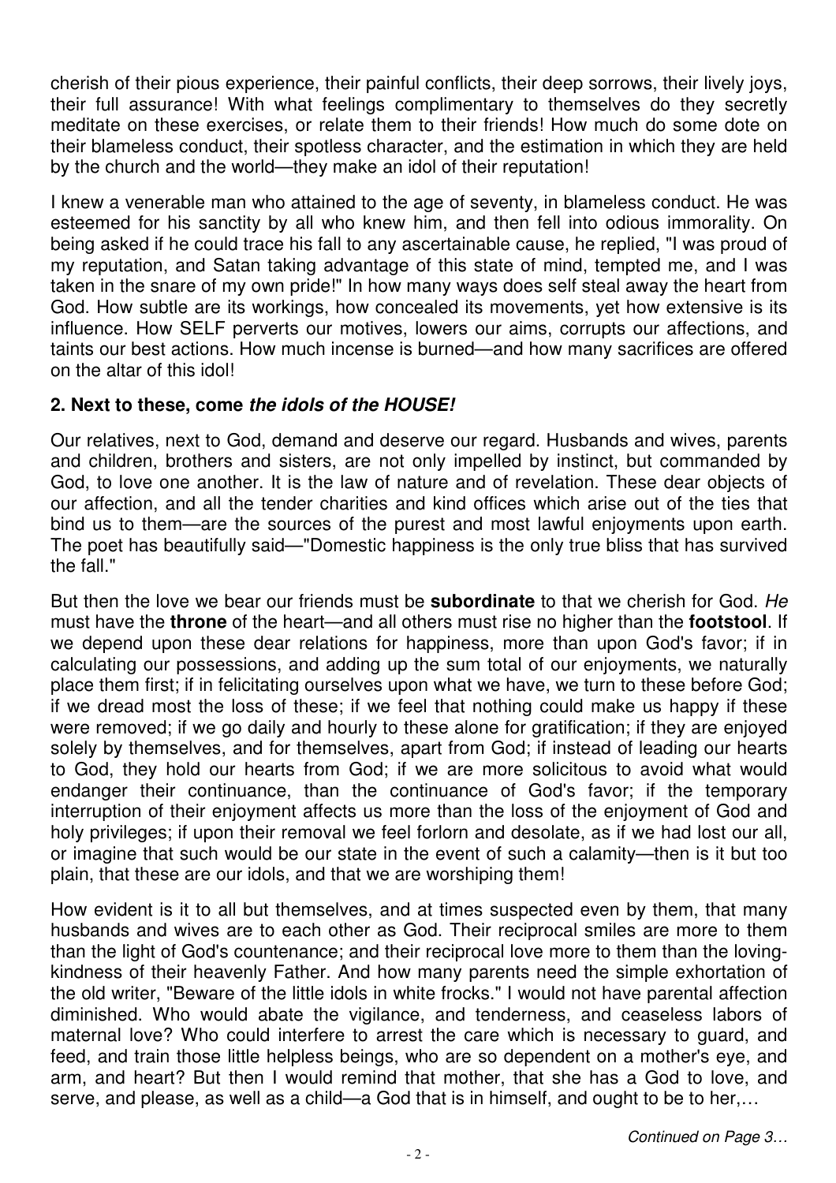cherish of their pious experience, their painful conflicts, their deep sorrows, their lively joys, their full assurance! With what feelings complimentary to themselves do they secretly meditate on these exercises, or relate them to their friends! How much do some dote on their blameless conduct, their spotless character, and the estimation in which they are held by the church and the world—they make an idol of their reputation!

I knew a venerable man who attained to the age of seventy, in blameless conduct. He was esteemed for his sanctity by all who knew him, and then fell into odious immorality. On being asked if he could trace his fall to any ascertainable cause, he replied, "I was proud of my reputation, and Satan taking advantage of this state of mind, tempted me, and I was taken in the snare of my own pride!" In how many ways does self steal away the heart from God. How subtle are its workings, how concealed its movements, yet how extensive is its influence. How SELF perverts our motives, lowers our aims, corrupts our affections, and taints our best actions. How much incense is burned—and how many sacrifices are offered on the altar of this idol!

**2. Next to these, come *the idols of the HOUSE!***

Our relatives, next to God, demand and deserve our regard. Husbands and wives, parents and children, brothers and sisters, are not only impelled by instinct, but commanded by God, to love one another. It is the law of nature and of revelation. These dear objects of our affection, and all the tender charities and kind offices which arise out of the ties that bind us to them—are the sources of the purest and most lawful enjoyments upon earth. The poet has beautifully said—"Domestic happiness is the only true bliss that has survived the fall."

But then the love we bear our friends must be **subordinate** to that we cherish for God. *He* must have the **throne** of the heart—and all others must rise no higher than the **footstool**. If we depend upon these dear relations for happiness, more than upon God's favor; if in calculating our possessions, and adding up the sum total of our enjoyments, we naturally place them first; if in felicitating ourselves upon what we have, we turn to these before God; if we dread most the loss of these; if we feel that nothing could make us happy if these were removed; if we go daily and hourly to these alone for gratification; if they are enjoyed solely by themselves, and for themselves, apart from God; if instead of leading our hearts to God, they hold our hearts from God; if we are more solicitous to avoid what would endanger their continuance, than the continuance of God's favor; if the temporary interruption of their enjoyment affects us more than the loss of the enjoyment of God and holy privileges; if upon their removal we feel forlorn and desolate, as if we had lost our all, or imagine that such would be our state in the event of such a calamity—then is it but too plain, that these are our idols, and that we are worshiping them!

How evident is it to all but themselves, and at times suspected even by them, that many husbands and wives are to each other as God. Their reciprocal smiles are more to them than the light of God's countenance; and their reciprocal love more to them than the loving-kindness of their heavenly Father. And how many parents need the simple exhortation of the old writer, "Beware of the little idols in white frocks." I would not have parental affection diminished. Who would abate the vigilance, and tenderness, and ceaseless labors of maternal love? Who could interfere to arrest the care which is necessary to guard, and feed, and train those little helpless beings, who are so dependent on a mother's eye, and arm, and heart? But then I would remind that mother, that she has a God to love, and serve, and please, as well as a child—a God that is in himself, and ought to be to her,…

*Continued on Page 3…*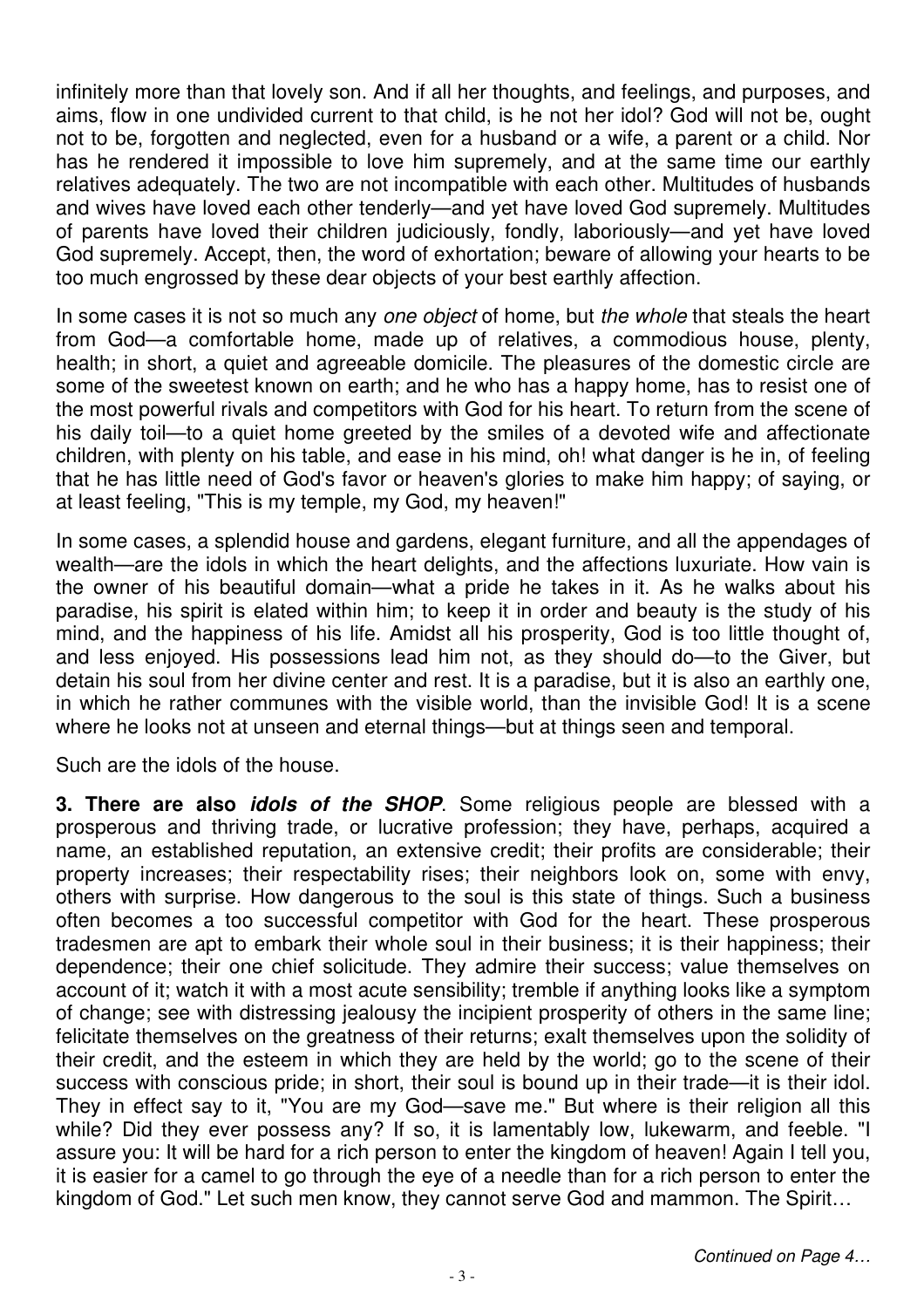infinitely more than that lovely son. And if all her thoughts, and feelings, and purposes, and aims, flow in one undivided current to that child, is he not her idol? God will not be, ought not to be, forgotten and neglected, even for a husband or a wife, a parent or a child. Nor has he rendered it impossible to love him supremely, and at the same time our earthly relatives adequately. The two are not incompatible with each other. Multitudes of husbands and wives have loved each other tenderly—and yet have loved God supremely. Multitudes of parents have loved their children judiciously, fondly, laboriously—and yet have loved God supremely. Accept, then, the word of exhortation; beware of allowing your hearts to be too much engrossed by these dear objects of your best earthly affection.

In some cases it is not so much any *one object* of home, but *the whole* that steals the heart from God—a comfortable home, made up of relatives, a commodious house, plenty, health; in short, a quiet and agreeable domicile. The pleasures of the domestic circle are some of the sweetest known on earth; and he who has a happy home, has to resist one of the most powerful rivals and competitors with God for his heart. To return from the scene of his daily toil—to a quiet home greeted by the smiles of a devoted wife and affectionate children, with plenty on his table, and ease in his mind, oh! what danger is he in, of feeling that he has little need of God's favor or heaven's glories to make him happy; of saying, or at least feeling, "This is my temple, my God, my heaven!"

In some cases, a splendid house and gardens, elegant furniture, and all the appendages of wealth—are the idols in which the heart delights, and the affections luxuriate. How vain is the owner of his beautiful domain—what a pride he takes in it. As he walks about his paradise, his spirit is elated within him; to keep it in order and beauty is the study of his mind, and the happiness of his life. Amidst all his prosperity, God is too little thought of, and less enjoyed. His possessions lead him not, as they should do—to the Giver, but detain his soul from her divine center and rest. It is a paradise, but it is also an earthly one, in which he rather communes with the visible world, than the invisible God! It is a scene where he looks not at unseen and eternal things—but at things seen and temporal.

Such are the idols of the house.

**3. There are also *idols of the SHOP*.** Some religious people are blessed with a prosperous and thriving trade, or lucrative profession; they have, perhaps, acquired a name, an established reputation, an extensive credit; their profits are considerable; their property increases; their respectability rises; their neighbors look on, some with envy, others with surprise. How dangerous to the soul is this state of things. Such a business often becomes a too successful competitor with God for the heart. These prosperous tradesmen are apt to embark their whole soul in their business; it is their happiness; their dependence; their one chief solicitude. They admire their success; value themselves on account of it; watch it with a most acute sensibility; tremble if anything looks like a symptom of change; see with distressing jealousy the incipient prosperity of others in the same line; felicitate themselves on the greatness of their returns; exalt themselves upon the solidity of their credit, and the esteem in which they are held by the world; go to the scene of their success with conscious pride; in short, their soul is bound up in their trade—it is their idol. They in effect say to it, "You are my God—save me." But where is their religion all this while? Did they ever possess any? If so, it is lamentably low, lukewarm, and feeble. "I assure you: It will be hard for a rich person to enter the kingdom of heaven! Again I tell you, it is easier for a camel to go through the eye of a needle than for a rich person to enter the kingdom of God." Let such men know, they cannot serve God and mammon. The Spirit…

*Continued on Page 4…*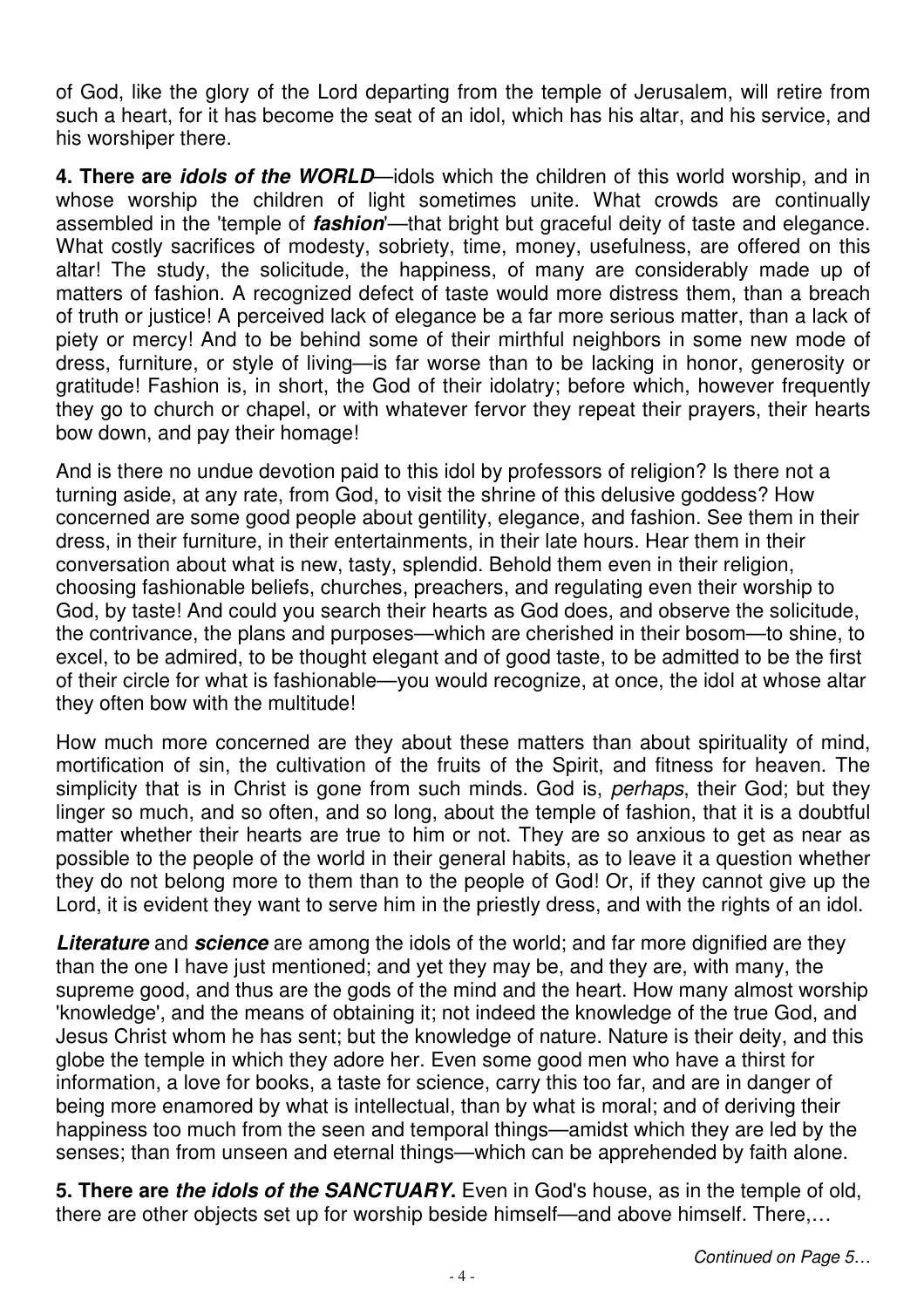of God, like the glory of the Lord departing from the temple of Jerusalem, will retire from such a heart, for it has become the seat of an idol, which has his altar, and his service, and his worshiper there.

**4. There are *idols of the WORLD***—idols which the children of this world worship, and in whose worship the children of light sometimes unite. What crowds are continually assembled in the 'temple of ***fashion***'—that bright but graceful deity of taste and elegance. What costly sacrifices of modesty, sobriety, time, money, usefulness, are offered on this altar! The study, the solicitude, the happiness, of many are considerably made up of matters of fashion. A recognized defect of taste would more distress them, than a breach of truth or justice! A perceived lack of elegance be a far more serious matter, than a lack of piety or mercy! And to be behind some of their mirthful neighbors in some new mode of dress, furniture, or style of living—is far worse than to be lacking in honor, generosity or gratitude! Fashion is, in short, the God of their idolatry; before which, however frequently they go to church or chapel, or with whatever fervor they repeat their prayers, their hearts bow down, and pay their homage!

And is there no undue devotion paid to this idol by professors of religion? Is there not a turning aside, at any rate, from God, to visit the shrine of this delusive goddess? How concerned are some good people about gentility, elegance, and fashion. See them in their dress, in their furniture, in their entertainments, in their late hours. Hear them in their conversation about what is new, tasty, splendid. Behold them even in their religion, choosing fashionable beliefs, churches, preachers, and regulating even their worship to God, by taste! And could you search their hearts as God does, and observe the solicitude, the contrivance, the plans and purposes—which are cherished in their bosom—to shine, to excel, to be admired, to be thought elegant and of good taste, to be admitted to be the first of their circle for what is fashionable—you would recognize, at once, the idol at whose altar they often bow with the multitude!

How much more concerned are they about these matters than about spirituality of mind, mortification of sin, the cultivation of the fruits of the Spirit, and fitness for heaven. The simplicity that is in Christ is gone from such minds. God is, *perhaps*, their God; but they linger so much, and so often, and so long, about the temple of fashion, that it is a doubtful matter whether their hearts are true to him or not. They are so anxious to get as near as possible to the people of the world in their general habits, as to leave it a question whether they do not belong more to them than to the people of God! Or, if they cannot give up the Lord, it is evident they want to serve him in the priestly dress, and with the rights of an idol.

***Literature*** and ***science*** are among the idols of the world; and far more dignified are they than the one I have just mentioned; and yet they may be, and they are, with many, the supreme good, and thus are the gods of the mind and the heart. How many almost worship 'knowledge', and the means of obtaining it; not indeed the knowledge of the true God, and Jesus Christ whom he has sent; but the knowledge of nature. Nature is their deity, and this globe the temple in which they adore her. Even some good men who have a thirst for information, a love for books, a taste for science, carry this too far, and are in danger of being more enamored by what is intellectual, than by what is moral; and of deriving their happiness too much from the seen and temporal things—amidst which they are led by the senses; than from unseen and eternal things—which can be apprehended by faith alone.

**5. There are *the idols of the SANCTUARY*.** Even in God's house, as in the temple of old, there are other objects set up for worship beside himself—and above himself. There,…

*Continued on Page 5…*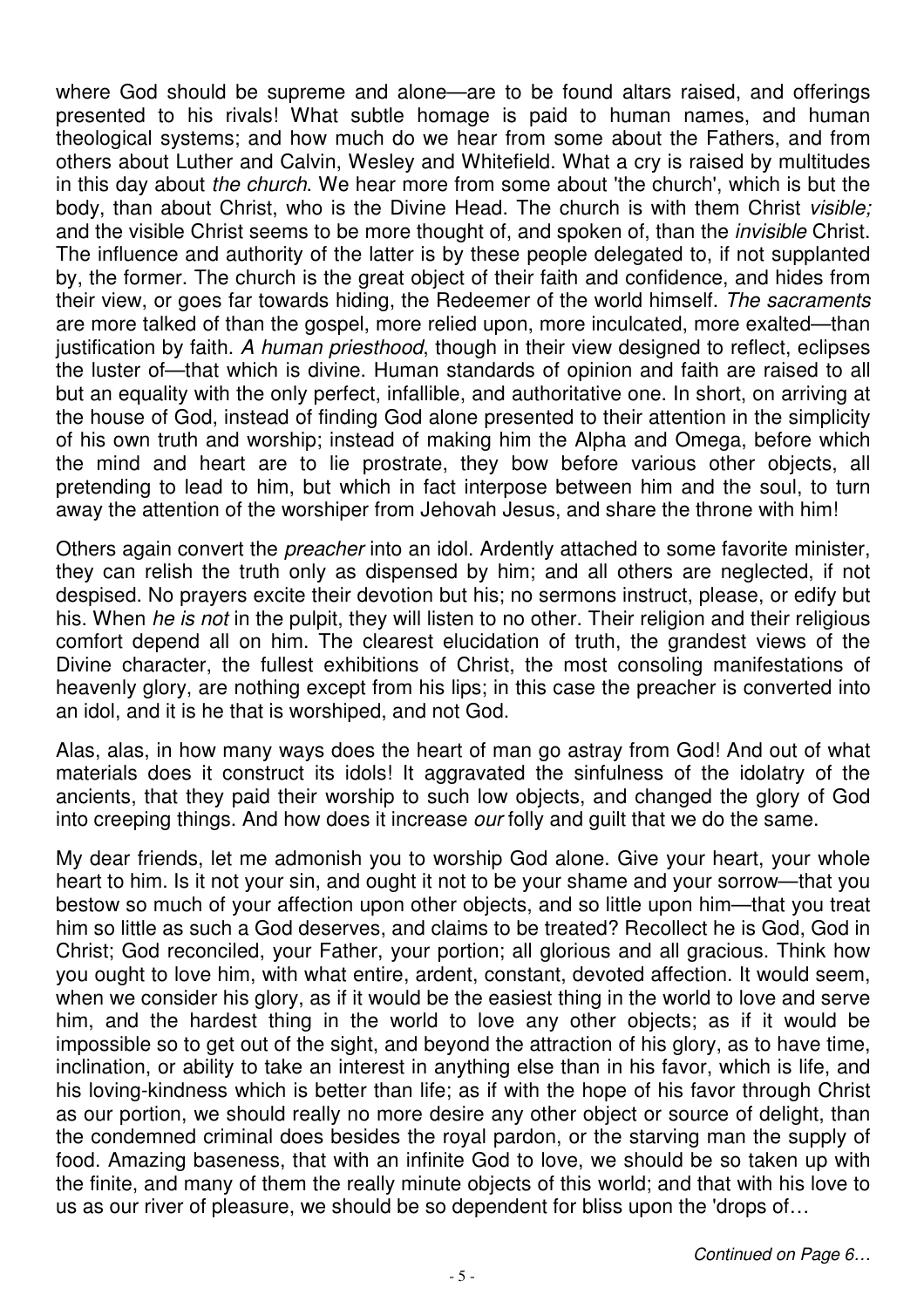where God should be supreme and alone—are to be found altars raised, and offerings presented to his rivals! What subtle homage is paid to human names, and human theological systems; and how much do we hear from some about the Fathers, and from others about Luther and Calvin, Wesley and Whitefield. What a cry is raised by multitudes in this day about *the church*. We hear more from some about 'the church', which is but the body, than about Christ, who is the Divine Head. The church is with them Christ *visible;* and the visible Christ seems to be more thought of, and spoken of, than the *invisible* Christ. The influence and authority of the latter is by these people delegated to, if not supplanted by, the former. The church is the great object of their faith and confidence, and hides from their view, or goes far towards hiding, the Redeemer of the world himself. *The sacraments* are more talked of than the gospel, more relied upon, more inculcated, more exalted—than justification by faith. *A human priesthood*, though in their view designed to reflect, eclipses the luster of—that which is divine. Human standards of opinion and faith are raised to all but an equality with the only perfect, infallible, and authoritative one. In short, on arriving at the house of God, instead of finding God alone presented to their attention in the simplicity of his own truth and worship; instead of making him the Alpha and Omega, before which the mind and heart are to lie prostrate, they bow before various other objects, all pretending to lead to him, but which in fact interpose between him and the soul, to turn away the attention of the worshiper from Jehovah Jesus, and share the throne with him!

Others again convert the *preacher* into an idol. Ardently attached to some favorite minister, they can relish the truth only as dispensed by him; and all others are neglected, if not despised. No prayers excite their devotion but his; no sermons instruct, please, or edify but his. When *he is not* in the pulpit, they will listen to no other. Their religion and their religious comfort depend all on him. The clearest elucidation of truth, the grandest views of the Divine character, the fullest exhibitions of Christ, the most consoling manifestations of heavenly glory, are nothing except from his lips; in this case the preacher is converted into an idol, and it is he that is worshiped, and not God.

Alas, alas, in how many ways does the heart of man go astray from God! And out of what materials does it construct its idols! It aggravated the sinfulness of the idolatry of the ancients, that they paid their worship to such low objects, and changed the glory of God into creeping things. And how does it increase *our* folly and guilt that we do the same.

My dear friends, let me admonish you to worship God alone. Give your heart, your whole heart to him. Is it not your sin, and ought it not to be your shame and your sorrow—that you bestow so much of your affection upon other objects, and so little upon him—that you treat him so little as such a God deserves, and claims to be treated? Recollect he is God, God in Christ; God reconciled, your Father, your portion; all glorious and all gracious. Think how you ought to love him, with what entire, ardent, constant, devoted affection. It would seem, when we consider his glory, as if it would be the easiest thing in the world to love and serve him, and the hardest thing in the world to love any other objects; as if it would be impossible so to get out of the sight, and beyond the attraction of his glory, as to have time, inclination, or ability to take an interest in anything else than in his favor, which is life, and his loving-kindness which is better than life; as if with the hope of his favor through Christ as our portion, we should really no more desire any other object or source of delight, than the condemned criminal does besides the royal pardon, or the starving man the supply of food. Amazing baseness, that with an infinite God to love, we should be so taken up with the finite, and many of them the really minute objects of this world; and that with his love to us as our river of pleasure, we should be so dependent for bliss upon the 'drops of…

*Continued on Page 6…*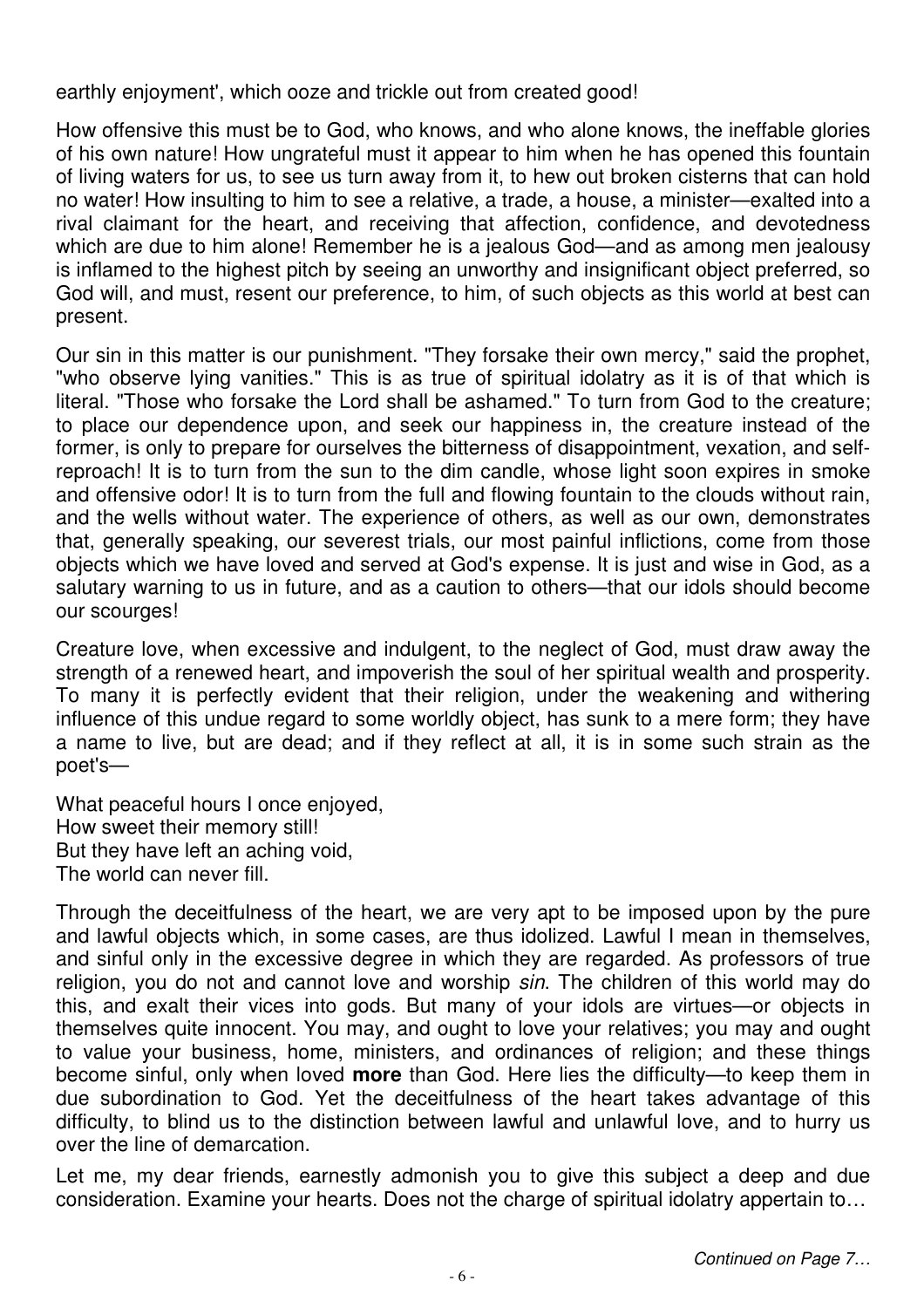earthly enjoyment', which ooze and trickle out from created good!

How offensive this must be to God, who knows, and who alone knows, the ineffable glories of his own nature! How ungrateful must it appear to him when he has opened this fountain of living waters for us, to see us turn away from it, to hew out broken cisterns that can hold no water! How insulting to him to see a relative, a trade, a house, a minister—exalted into a rival claimant for the heart, and receiving that affection, confidence, and devotedness which are due to him alone! Remember he is a jealous God—and as among men jealousy is inflamed to the highest pitch by seeing an unworthy and insignificant object preferred, so God will, and must, resent our preference, to him, of such objects as this world at best can present.

Our sin in this matter is our punishment. "They forsake their own mercy," said the prophet, "who observe lying vanities." This is as true of spiritual idolatry as it is of that which is literal. "Those who forsake the Lord shall be ashamed." To turn from God to the creature; to place our dependence upon, and seek our happiness in, the creature instead of the former, is only to prepare for ourselves the bitterness of disappointment, vexation, and self-reproach! It is to turn from the sun to the dim candle, whose light soon expires in smoke and offensive odor! It is to turn from the full and flowing fountain to the clouds without rain, and the wells without water. The experience of others, as well as our own, demonstrates that, generally speaking, our severest trials, our most painful inflictions, come from those objects which we have loved and served at God's expense. It is just and wise in God, as a salutary warning to us in future, and as a caution to others—that our idols should become our scourges!

Creature love, when excessive and indulgent, to the neglect of God, must draw away the strength of a renewed heart, and impoverish the soul of her spiritual wealth and prosperity. To many it is perfectly evident that their religion, under the weakening and withering influence of this undue regard to some worldly object, has sunk to a mere form; they have a name to live, but are dead; and if they reflect at all, it is in some such strain as the poet's—

What peaceful hours I once enjoyed,  
How sweet their memory still!  
But they have left an aching void,  
The world can never fill.

Through the deceitfulness of the heart, we are very apt to be imposed upon by the pure and lawful objects which, in some cases, are thus idolized. Lawful I mean in themselves, and sinful only in the excessive degree in which they are regarded. As professors of true religion, you do not and cannot love and worship *sin*. The children of this world may do this, and exalt their vices into gods. But many of your idols are virtues—or objects in themselves quite innocent. You may, and ought to love your relatives; you may and ought to value your business, home, ministers, and ordinances of religion; and these things become sinful, only when loved **more** than God. Here lies the difficulty—to keep them in due subordination to God. Yet the deceitfulness of the heart takes advantage of this difficulty, to blind us to the distinction between lawful and unlawful love, and to hurry us over the line of demarcation.

Let me, my dear friends, earnestly admonish you to give this subject a deep and due consideration. Examine your hearts. Does not the charge of spiritual idolatry appertain to…

*Continued on Page 7…*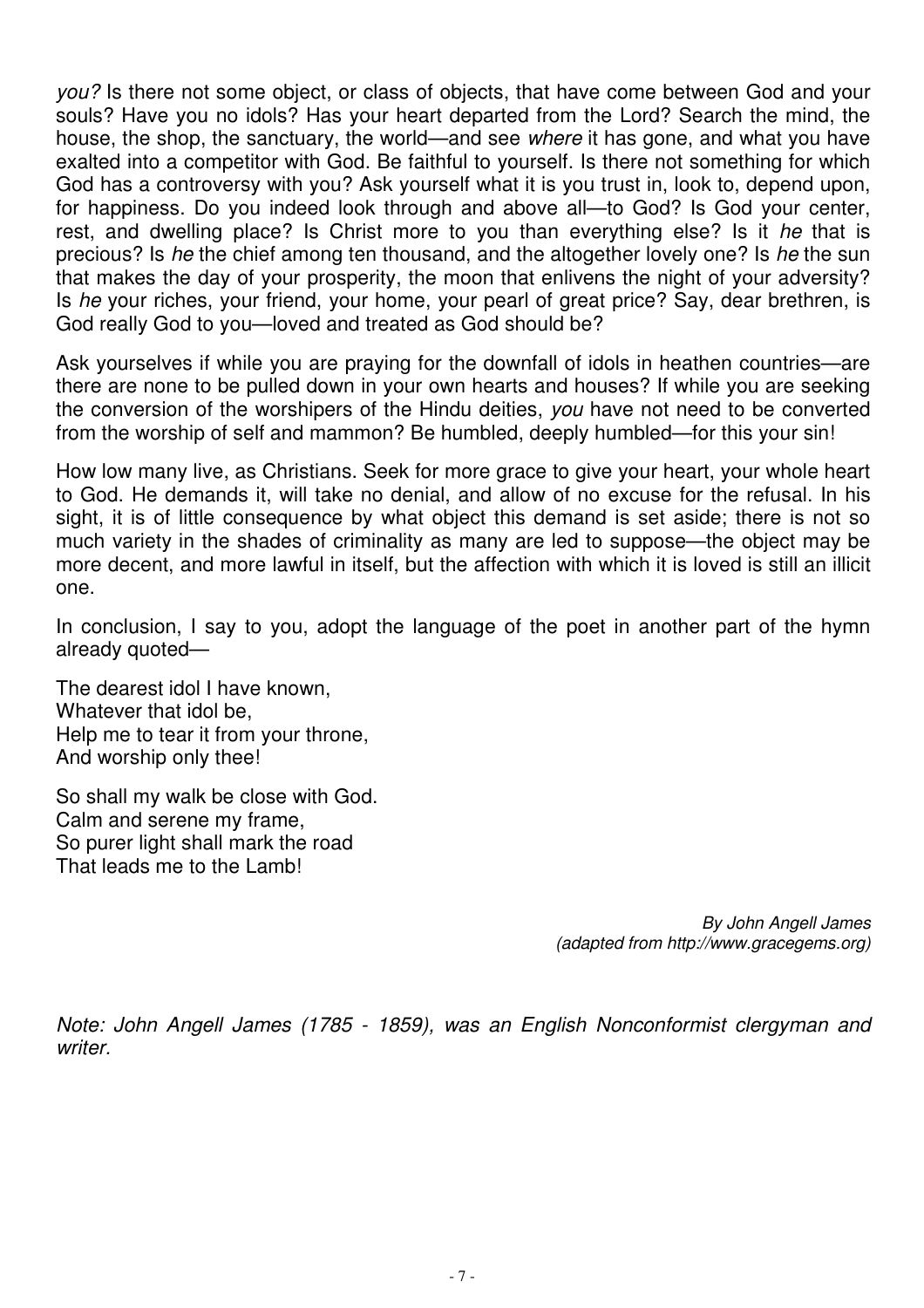*you?* Is there not some object, or class of objects, that have come between God and your souls? Have you no idols? Has your heart departed from the Lord? Search the mind, the house, the shop, the sanctuary, the world—and see *where* it has gone, and what you have exalted into a competitor with God. Be faithful to yourself. Is there not something for which God has a controversy with you? Ask yourself what it is you trust in, look to, depend upon, for happiness. Do you indeed look through and above all—to God? Is God your center, rest, and dwelling place? Is Christ more to you than everything else? Is it *he* that is precious? Is *he* the chief among ten thousand, and the altogether lovely one? Is *he* the sun that makes the day of your prosperity, the moon that enlivens the night of your adversity? Is *he* your riches, your friend, your home, your pearl of great price? Say, dear brethren, is God really God to you—loved and treated as God should be?

Ask yourselves if while you are praying for the downfall of idols in heathen countries—are there are none to be pulled down in your own hearts and houses? If while you are seeking the conversion of the worshipers of the Hindu deities, *you* have not need to be converted from the worship of self and mammon? Be humbled, deeply humbled—for this your sin!

How low many live, as Christians. Seek for more grace to give your heart, your whole heart to God. He demands it, will take no denial, and allow of no excuse for the refusal. In his sight, it is of little consequence by what object this demand is set aside; there is not so much variety in the shades of criminality as many are led to suppose—the object may be more decent, and more lawful in itself, but the affection with which it is loved is still an illicit one.

In conclusion, I say to you, adopt the language of the poet in another part of the hymn already quoted—

The dearest idol I have known,
Whatever that idol be,
Help me to tear it from your throne,
And worship only thee!

So shall my walk be close with God.
Calm and serene my frame,
So purer light shall mark the road
That leads me to the Lamb!

*By John Angell James*
*(adapted from http://www.gracegems.org)*

*Note: John Angell James (1785 - 1859), was an English Nonconformist clergyman and writer.*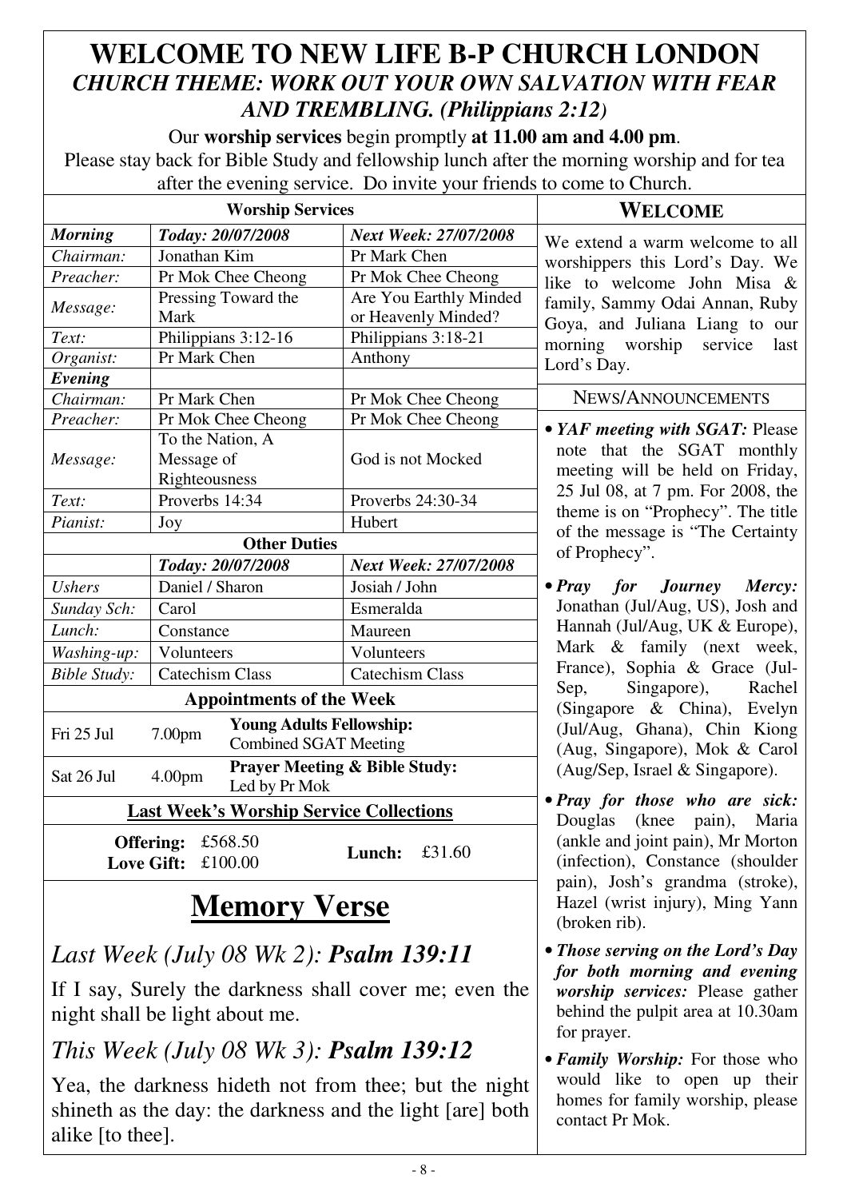# WELCOME TO NEW LIFE B-P CHURCH LONDON

## *CHURCH THEME: WORK OUT YOUR OWN SALVATION WITH FEAR AND TREMBLING. (Philippians 2:12)*

Our **worship services** begin promptly **at 11.00 am and 4.00 pm**.

Please stay back for Bible Study and fellowship lunch after the morning worship and for tea after the evening service. Do invite your friends to come to Church.

**Worship Services**

| | | |
|---|---|---|
| ***Morning*** | ***Today: 20/07/2008*** | ***Next Week: 27/07/2008*** |
| *Chairman:* | Jonathan Kim | Pr Mark Chen |
| *Preacher:* | Pr Mok Chee Cheong | Pr Mok Chee Cheong |
| *Message:* | Pressing Toward the Mark | Are You Earthly Minded or Heavenly Minded? |
| *Text:* | Philippians 3:12-16 | Philippians 3:18-21 |
| *Organist:* | Pr Mark Chen | Anthony |
| ***Evening*** | | |
| *Chairman:* | Pr Mark Chen | Pr Mok Chee Cheong |
| *Preacher:* | Pr Mok Chee Cheong | Pr Mok Chee Cheong |
| *Message:* | To the Nation, A Message of Righteousness | God is not Mocked |
| *Text:* | Proverbs 14:34 | Proverbs 24:30-34 |
| *Pianist:* | Joy | Hubert |

**Other Duties**

| | | |
|---|---|---|
| | ***Today: 20/07/2008*** | ***Next Week: 27/07/2008*** |
| *Ushers* | Daniel / Sharon | Josiah / John |
| *Sunday Sch:* | Carol | Esmeralda |
| *Lunch:* | Constance | Maureen |
| *Washing-up:* | Volunteers | Volunteers |
| *Bible Study:* | Catechism Class | Catechism Class |

**Appointments of the Week**

| | | |
|---|---|---|
| Fri 25 Jul | 7.00pm | **Young Adults Fellowship:** Combined SGAT Meeting |
| Sat 26 Jul | 4.00pm | **Prayer Meeting & Bible Study:** Led by Pr Mok |

**Last Week's Worship Service Collections**

**Offering:** £568.50
**Love Gift:** £100.00
**Lunch:** £31.60

# Memory Verse

## *Last Week (July 08 Wk 2): **Psalm 139:11***

If I say, Surely the darkness shall cover me; even the night shall be light about me.

## *This Week (July 08 Wk 3): **Psalm 139:12***

Yea, the darkness hideth not from thee; but the night shineth as the day: the darkness and the light [are] both alike [to thee].

## WELCOME

We extend a warm welcome to all worshippers this Lord's Day. We like to welcome John Misa & family, Sammy Odai Annan, Ruby Goya, and Juliana Liang to our morning worship service last Lord's Day.

## NEWS/ANNOUNCEMENTS

- ***YAF meeting with SGAT:*** Please note that the SGAT monthly meeting will be held on Friday, 25 Jul 08, at 7 pm. For 2008, the theme is on "Prophecy". The title of the message is "The Certainty of Prophecy".
- ***Pray for Journey Mercy:*** Jonathan (Jul/Aug, US), Josh and Hannah (Jul/Aug, UK & Europe), Mark & family (next week, France), Sophia & Grace (Jul-Sep, Singapore), Rachel (Singapore & China), Evelyn (Jul/Aug, Ghana), Chin Kiong (Aug, Singapore), Mok & Carol (Aug/Sep, Israel & Singapore).
- ***Pray for those who are sick:*** Douglas (knee pain), Maria (ankle and joint pain), Mr Morton (infection), Constance (shoulder pain), Josh's grandma (stroke), Hazel (wrist injury), Ming Yann (broken rib).
- ***Those serving on the Lord's Day for both morning and evening worship services:*** Please gather behind the pulpit area at 10.30am for prayer.
- ***Family Worship:*** For those who would like to open up their homes for family worship, please contact Pr Mok.